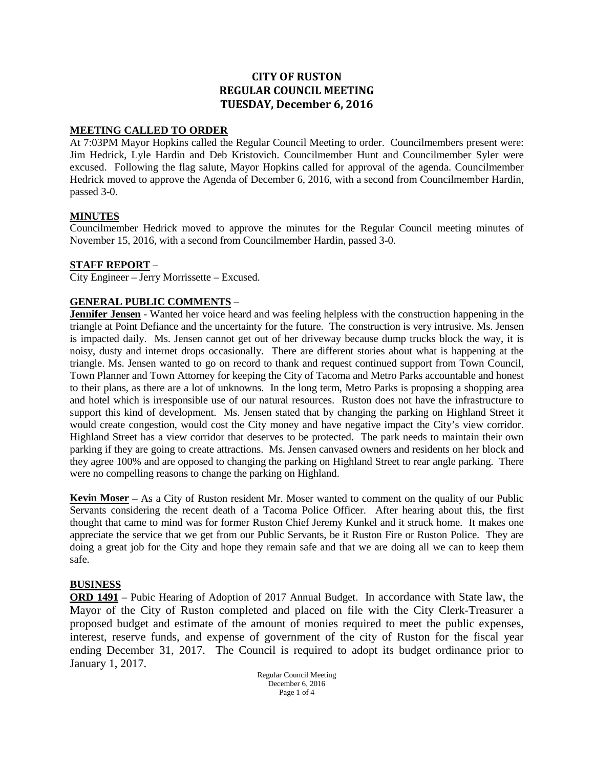# CITY OF RUSTON
# REGULAR COUNCIL MEETING
# TUESDAY, December 6, 2016

## MEETING CALLED TO ORDER

At 7:03PM Mayor Hopkins called the Regular Council Meeting to order. Councilmembers present were: Jim Hedrick, Lyle Hardin and Deb Kristovich. Councilmember Hunt and Councilmember Syler were excused. Following the flag salute, Mayor Hopkins called for approval of the agenda. Councilmember Hedrick moved to approve the Agenda of December 6, 2016, with a second from Councilmember Hardin, passed 3-0.

## MINUTES

Councilmember Hedrick moved to approve the minutes for the Regular Council meeting minutes of November 15, 2016, with a second from Councilmember Hardin, passed 3-0.

## STAFF REPORT –

City Engineer – Jerry Morrissette – Excused.

## GENERAL PUBLIC COMMENTS –

**Jennifer Jensen** - Wanted her voice heard and was feeling helpless with the construction happening in the triangle at Point Defiance and the uncertainty for the future. The construction is very intrusive. Ms. Jensen is impacted daily. Ms. Jensen cannot get out of her driveway because dump trucks block the way, it is noisy, dusty and internet drops occasionally. There are different stories about what is happening at the triangle. Ms. Jensen wanted to go on record to thank and request continued support from Town Council, Town Planner and Town Attorney for keeping the City of Tacoma and Metro Parks accountable and honest to their plans, as there are a lot of unknowns. In the long term, Metro Parks is proposing a shopping area and hotel which is irresponsible use of our natural resources. Ruston does not have the infrastructure to support this kind of development. Ms. Jensen stated that by changing the parking on Highland Street it would create congestion, would cost the City money and have negative impact the City's view corridor. Highland Street has a view corridor that deserves to be protected. The park needs to maintain their own parking if they are going to create attractions. Ms. Jensen canvased owners and residents on her block and they agree 100% and are opposed to changing the parking on Highland Street to rear angle parking. There were no compelling reasons to change the parking on Highland.

**Kevin Moser** – As a City of Ruston resident Mr. Moser wanted to comment on the quality of our Public Servants considering the recent death of a Tacoma Police Officer. After hearing about this, the first thought that came to mind was for former Ruston Chief Jeremy Kunkel and it struck home. It makes one appreciate the service that we get from our Public Servants, be it Ruston Fire or Ruston Police. They are doing a great job for the City and hope they remain safe and that we are doing all we can to keep them safe.

## BUSINESS

**ORD 1491** – Pubic Hearing of Adoption of 2017 Annual Budget. In accordance with State law, the Mayor of the City of Ruston completed and placed on file with the City Clerk-Treasurer a proposed budget and estimate of the amount of monies required to meet the public expenses, interest, reserve funds, and expense of government of the city of Ruston for the fiscal year ending December 31, 2017. The Council is required to adopt its budget ordinance prior to January 1, 2017.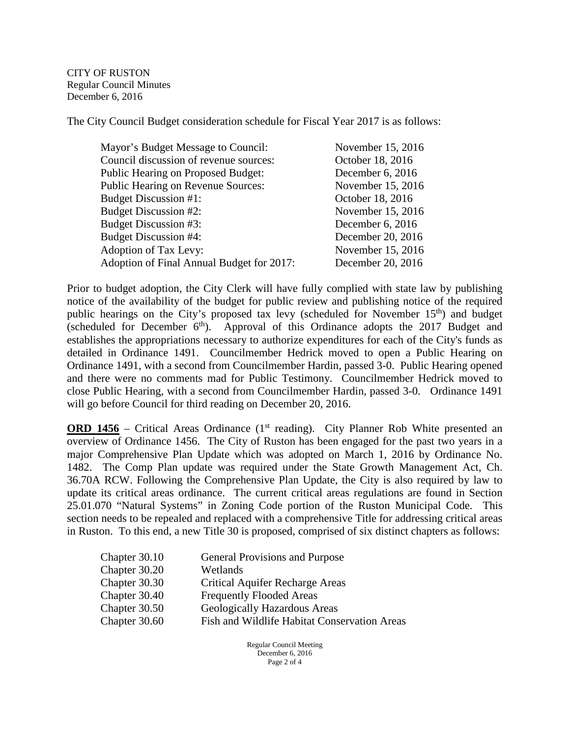CITY OF RUSTON
Regular Council Minutes
December 6, 2016

The City Council Budget consideration schedule for Fiscal Year 2017 is as follows:

| | |
|---|---|
| Mayor's Budget Message to Council: | November 15, 2016 |
| Council discussion of revenue sources: | October 18, 2016 |
| Public Hearing on Proposed Budget: | December 6, 2016 |
| Public Hearing on Revenue Sources: | November 15, 2016 |
| Budget Discussion #1: | October 18, 2016 |
| Budget Discussion #2: | November 15, 2016 |
| Budget Discussion #3: | December 6, 2016 |
| Budget Discussion #4: | December 20, 2016 |
| Adoption of Tax Levy: | November 15, 2016 |
| Adoption of Final Annual Budget for 2017: | December 20, 2016 |

Prior to budget adoption, the City Clerk will have fully complied with state law by publishing notice of the availability of the budget for public review and publishing notice of the required public hearings on the City's proposed tax levy (scheduled for November 15th) and budget (scheduled for December 6th). Approval of this Ordinance adopts the 2017 Budget and establishes the appropriations necessary to authorize expenditures for each of the City's funds as detailed in Ordinance 1491. Councilmember Hedrick moved to open a Public Hearing on Ordinance 1491, with a second from Councilmember Hardin, passed 3-0. Public Hearing opened and there were no comments mad for Public Testimony. Councilmember Hedrick moved to close Public Hearing, with a second from Councilmember Hardin, passed 3-0. Ordinance 1491 will go before Council for third reading on December 20, 2016.

**ORD 1456** – Critical Areas Ordinance (1st reading). City Planner Rob White presented an overview of Ordinance 1456. The City of Ruston has been engaged for the past two years in a major Comprehensive Plan Update which was adopted on March 1, 2016 by Ordinance No. 1482. The Comp Plan update was required under the State Growth Management Act, Ch. 36.70A RCW. Following the Comprehensive Plan Update, the City is also required by law to update its critical areas ordinance. The current critical areas regulations are found in Section 25.01.070 "Natural Systems" in Zoning Code portion of the Ruston Municipal Code. This section needs to be repealed and replaced with a comprehensive Title for addressing critical areas in Ruston. To this end, a new Title 30 is proposed, comprised of six distinct chapters as follows:

| | |
|---|---|
| Chapter 30.10 | General Provisions and Purpose |
| Chapter 30.20 | Wetlands |
| Chapter 30.30 | Critical Aquifer Recharge Areas |
| Chapter 30.40 | Frequently Flooded Areas |
| Chapter 30.50 | Geologically Hazardous Areas |
| Chapter 30.60 | Fish and Wildlife Habitat Conservation Areas |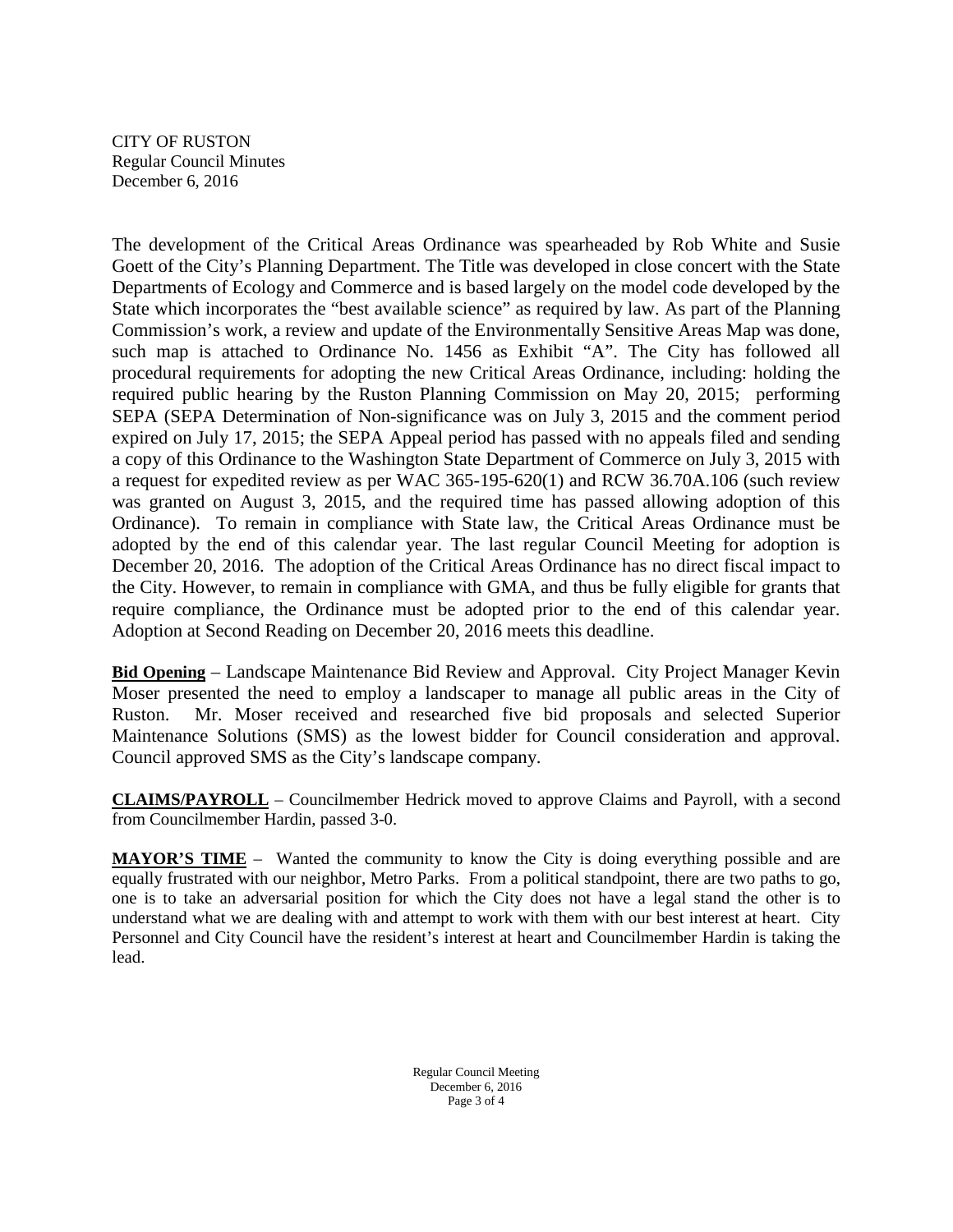The development of the Critical Areas Ordinance was spearheaded by Rob White and Susie Goett of the City's Planning Department. The Title was developed in close concert with the State Departments of Ecology and Commerce and is based largely on the model code developed by the State which incorporates the "best available science" as required by law. As part of the Planning Commission's work, a review and update of the Environmentally Sensitive Areas Map was done, such map is attached to Ordinance No. 1456 as Exhibit "A". The City has followed all procedural requirements for adopting the new Critical Areas Ordinance, including: holding the required public hearing by the Ruston Planning Commission on May 20, 2015; performing SEPA (SEPA Determination of Non-significance was on July 3, 2015 and the comment period expired on July 17, 2015; the SEPA Appeal period has passed with no appeals filed and sending a copy of this Ordinance to the Washington State Department of Commerce on July 3, 2015 with a request for expedited review as per WAC 365-195-620(1) and RCW 36.70A.106 (such review was granted on August 3, 2015, and the required time has passed allowing adoption of this Ordinance). To remain in compliance with State law, the Critical Areas Ordinance must be adopted by the end of this calendar year. The last regular Council Meeting for adoption is December 20, 2016. The adoption of the Critical Areas Ordinance has no direct fiscal impact to the City. However, to remain in compliance with GMA, and thus be fully eligible for grants that require compliance, the Ordinance must be adopted prior to the end of this calendar year. Adoption at Second Reading on December 20, 2016 meets this deadline.

**Bid Opening** – Landscape Maintenance Bid Review and Approval. City Project Manager Kevin Moser presented the need to employ a landscaper to manage all public areas in the City of Ruston. Mr. Moser received and researched five bid proposals and selected Superior Maintenance Solutions (SMS) as the lowest bidder for Council consideration and approval. Council approved SMS as the City's landscape company.

**CLAIMS/PAYROLL** – Councilmember Hedrick moved to approve Claims and Payroll, with a second from Councilmember Hardin, passed 3-0.

**MAYOR'S TIME** – Wanted the community to know the City is doing everything possible and are equally frustrated with our neighbor, Metro Parks. From a political standpoint, there are two paths to go, one is to take an adversarial position for which the City does not have a legal stand the other is to understand what we are dealing with and attempt to work with them with our best interest at heart. City Personnel and City Council have the resident's interest at heart and Councilmember Hardin is taking the lead.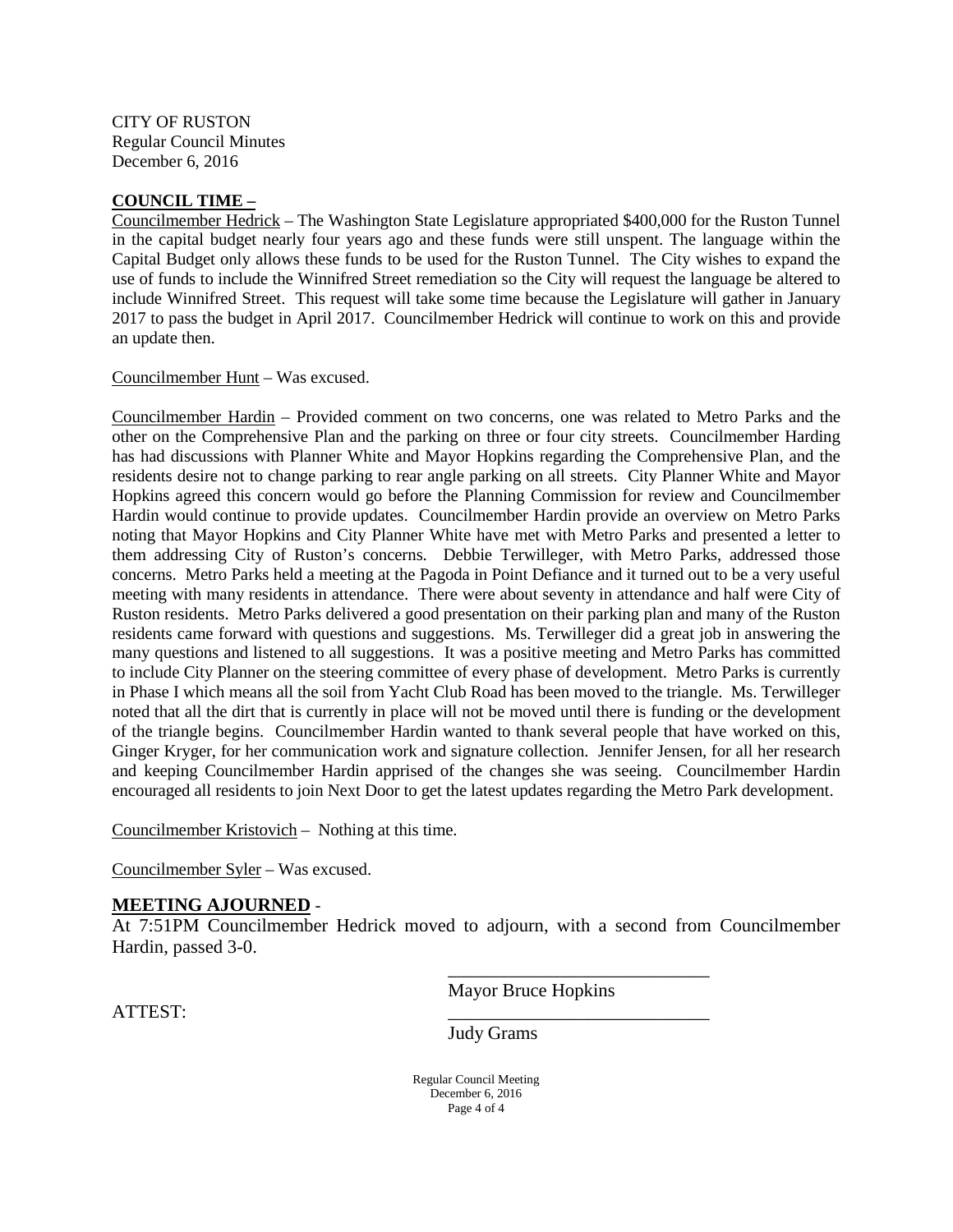CITY OF RUSTON
Regular Council Minutes
December 6, 2016

**COUNCIL TIME –**

Councilmember Hedrick – The Washington State Legislature appropriated $400,000 for the Ruston Tunnel in the capital budget nearly four years ago and these funds were still unspent. The language within the Capital Budget only allows these funds to be used for the Ruston Tunnel. The City wishes to expand the use of funds to include the Winnifred Street remediation so the City will request the language be altered to include Winnifred Street. This request will take some time because the Legislature will gather in January 2017 to pass the budget in April 2017. Councilmember Hedrick will continue to work on this and provide an update then.

Councilmember Hunt – Was excused.

Councilmember Hardin – Provided comment on two concerns, one was related to Metro Parks and the other on the Comprehensive Plan and the parking on three or four city streets. Councilmember Harding has had discussions with Planner White and Mayor Hopkins regarding the Comprehensive Plan, and the residents desire not to change parking to rear angle parking on all streets. City Planner White and Mayor Hopkins agreed this concern would go before the Planning Commission for review and Councilmember Hardin would continue to provide updates. Councilmember Hardin provide an overview on Metro Parks noting that Mayor Hopkins and City Planner White have met with Metro Parks and presented a letter to them addressing City of Ruston's concerns. Debbie Terwilleger, with Metro Parks, addressed those concerns. Metro Parks held a meeting at the Pagoda in Point Defiance and it turned out to be a very useful meeting with many residents in attendance. There were about seventy in attendance and half were City of Ruston residents. Metro Parks delivered a good presentation on their parking plan and many of the Ruston residents came forward with questions and suggestions. Ms. Terwilleger did a great job in answering the many questions and listened to all suggestions. It was a positive meeting and Metro Parks has committed to include City Planner on the steering committee of every phase of development. Metro Parks is currently in Phase I which means all the soil from Yacht Club Road has been moved to the triangle. Ms. Terwilleger noted that all the dirt that is currently in place will not be moved until there is funding or the development of the triangle begins. Councilmember Hardin wanted to thank several people that have worked on this, Ginger Kryger, for her communication work and signature collection. Jennifer Jensen, for all her research and keeping Councilmember Hardin apprised of the changes she was seeing. Councilmember Hardin encouraged all residents to join Next Door to get the latest updates regarding the Metro Park development.

Councilmember Kristovich – Nothing at this time.

Councilmember Syler – Was excused.

**MEETING AJOURNED** -

At 7:51PM Councilmember Hedrick moved to adjourn, with a second from Councilmember Hardin, passed 3-0.

_____________________________
Mayor Bruce Hopkins

ATTEST:

_____________________________
Judy Grams